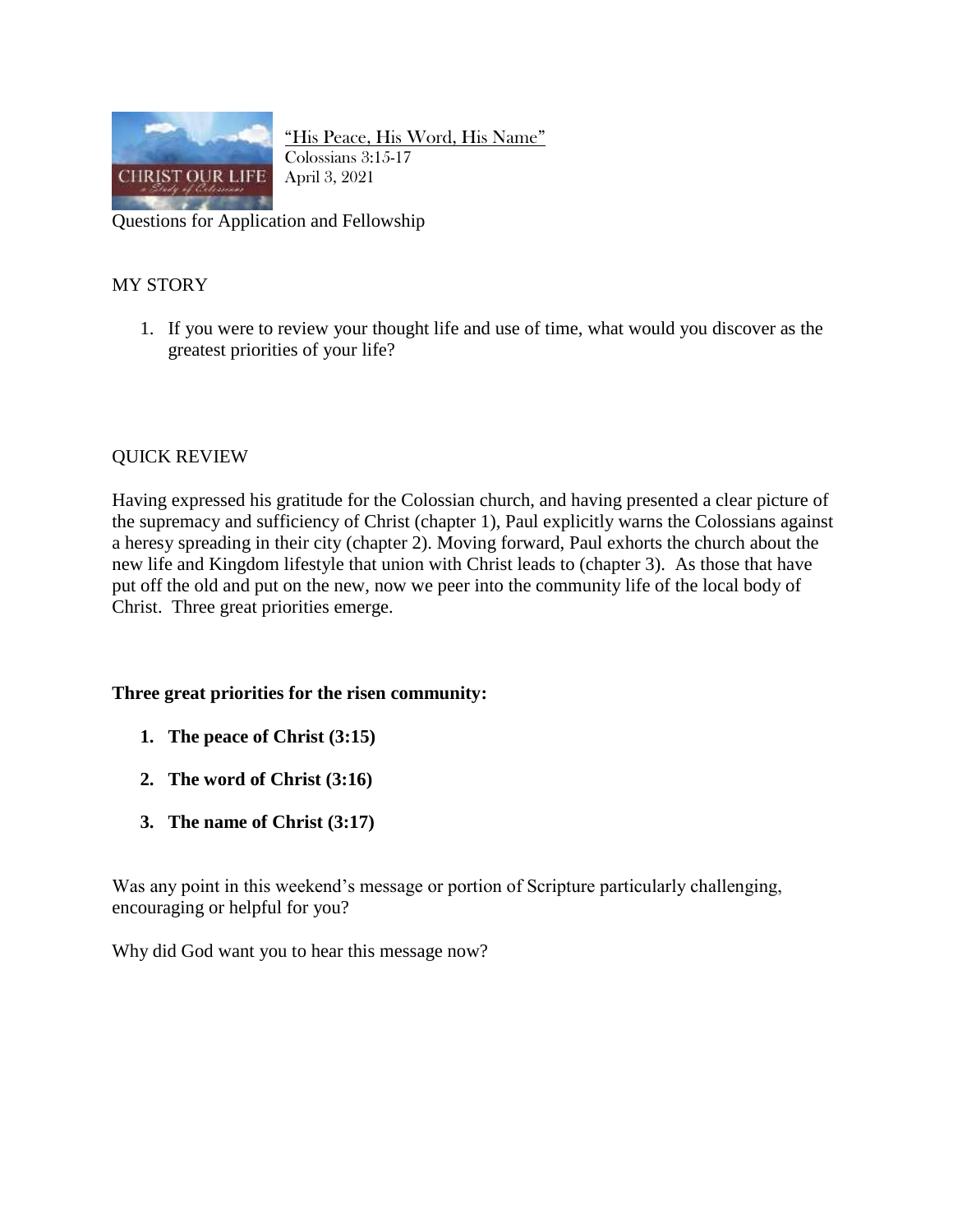"His Peace, His Word, His Name"
Colossians 3:15-17
April 3, 2021

Questions for Application and Fellowship

## MY STORY

1. If you were to review your thought life and use of time, what would you discover as the greatest priorities of your life?

## QUICK REVIEW

Having expressed his gratitude for the Colossian church, and having presented a clear picture of the supremacy and sufficiency of Christ (chapter 1), Paul explicitly warns the Colossians against a heresy spreading in their city (chapter 2). Moving forward, Paul exhorts the church about the new life and Kingdom lifestyle that union with Christ leads to (chapter 3). As those that have put off the old and put on the new, now we peer into the community life of the local body of Christ. Three great priorities emerge.

**Three great priorities for the risen community:**

1. **The peace of Christ (3:15)**
2. **The word of Christ (3:16)**
3. **The name of Christ (3:17)**

Was any point in this weekend's message or portion of Scripture particularly challenging, encouraging or helpful for you?

Why did God want you to hear this message now?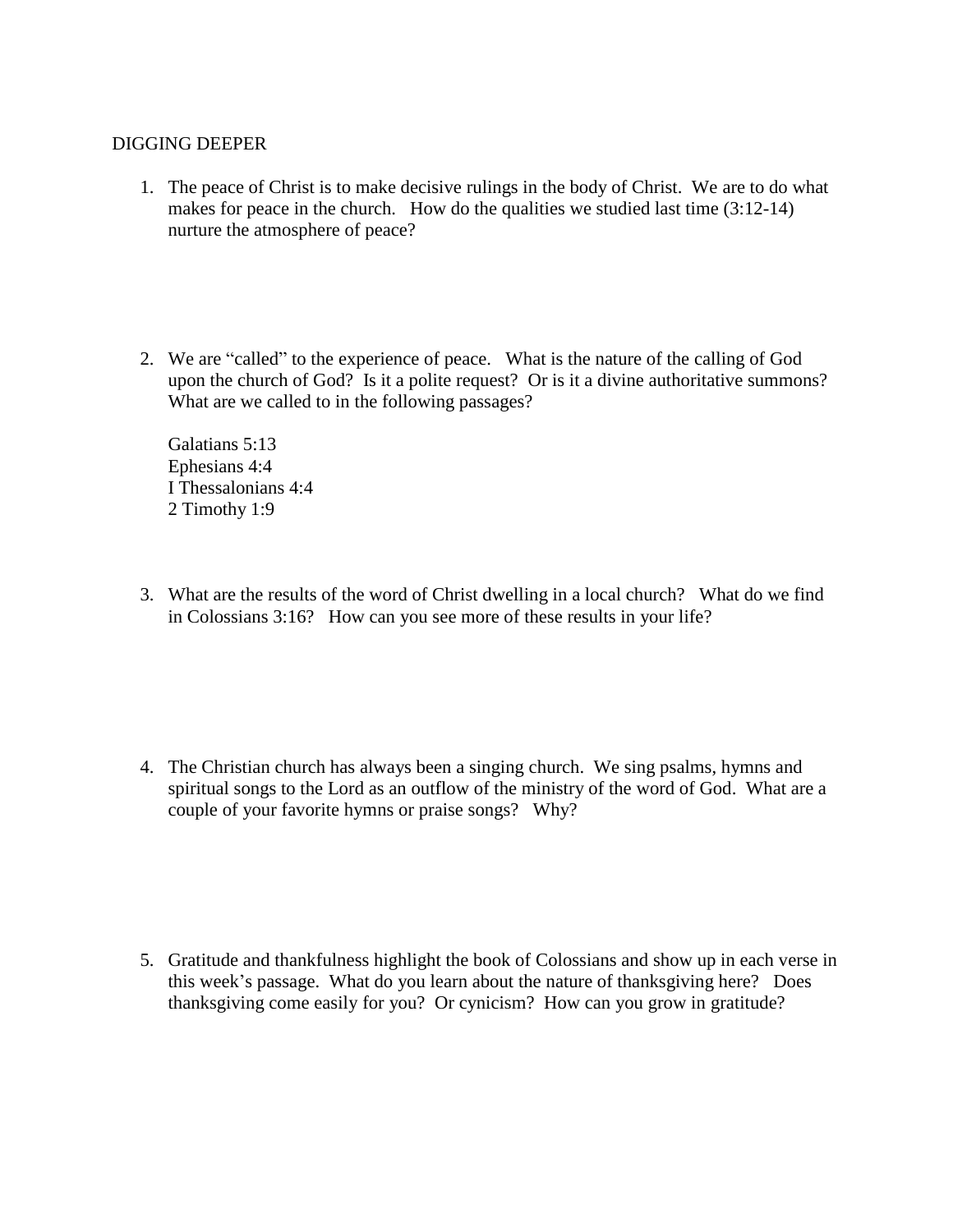DIGGING DEEPER

1. The peace of Christ is to make decisive rulings in the body of Christ. We are to do what makes for peace in the church. How do the qualities we studied last time (3:12-14) nurture the atmosphere of peace?

2. We are "called" to the experience of peace. What is the nature of the calling of God upon the church of God? Is it a polite request? Or is it a divine authoritative summons? What are we called to in the following passages?

   Galatians 5:13
   Ephesians 4:4
   I Thessalonians 4:4
   2 Timothy 1:9

3. What are the results of the word of Christ dwelling in a local church? What do we find in Colossians 3:16? How can you see more of these results in your life?

4. The Christian church has always been a singing church. We sing psalms, hymns and spiritual songs to the Lord as an outflow of the ministry of the word of God. What are a couple of your favorite hymns or praise songs? Why?

5. Gratitude and thankfulness highlight the book of Colossians and show up in each verse in this week's passage. What do you learn about the nature of thanksgiving here? Does thanksgiving come easily for you? Or cynicism? How can you grow in gratitude?